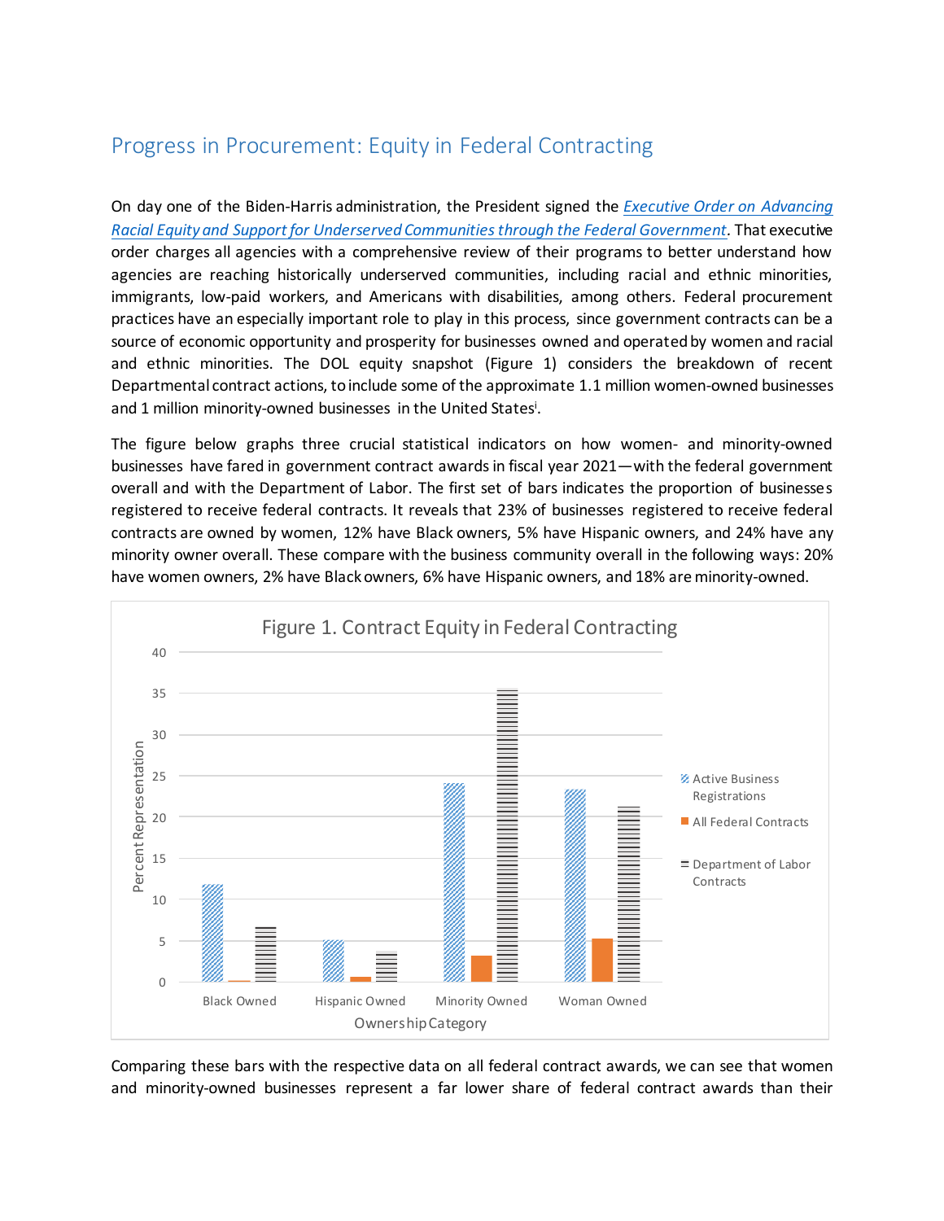## Progress in Procurement: Equity in Federal Contracting

On day one of the Biden-Harris administration, the President signed the *[Executive Order on Advancing Racial Equity and Support for Underserved Communities through the Federal Government](#)*. That executive order charges all agencies with a comprehensive review of their programs to better understand how agencies are reaching historically underserved communities, including racial and ethnic minorities, immigrants, low-paid workers, and Americans with disabilities, among others. Federal procurement practices have an especially important role to play in this process, since government contracts can be a source of economic opportunity and prosperity for businesses owned and operated by women and racial and ethnic minorities. The DOL equity snapshot (Figure 1) considers the breakdown of recent Departmental contract actions, to include some of the approximate 1.1 million women-owned businesses and 1 million minority-owned businesses in the United States[i].

The figure below graphs three crucial statistical indicators on how women- and minority-owned businesses have fared in government contract awards in fiscal year 2021—with the federal government overall and with the Department of Labor. The first set of bars indicates the proportion of businesses registered to receive federal contracts. It reveals that 23% of businesses registered to receive federal contracts are owned by women, 12% have Black owners, 5% have Hispanic owners, and 24% have any minority owner overall. These compare with the business community overall in the following ways: 20% have women owners, 2% have Black owners, 6% have Hispanic owners, and 18% are minority-owned.

Figure 1. Contract Equity in Federal Contracting

Comparing these bars with the respective data on all federal contract awards, we can see that women and minority-owned businesses represent a far lower share of federal contract awards than their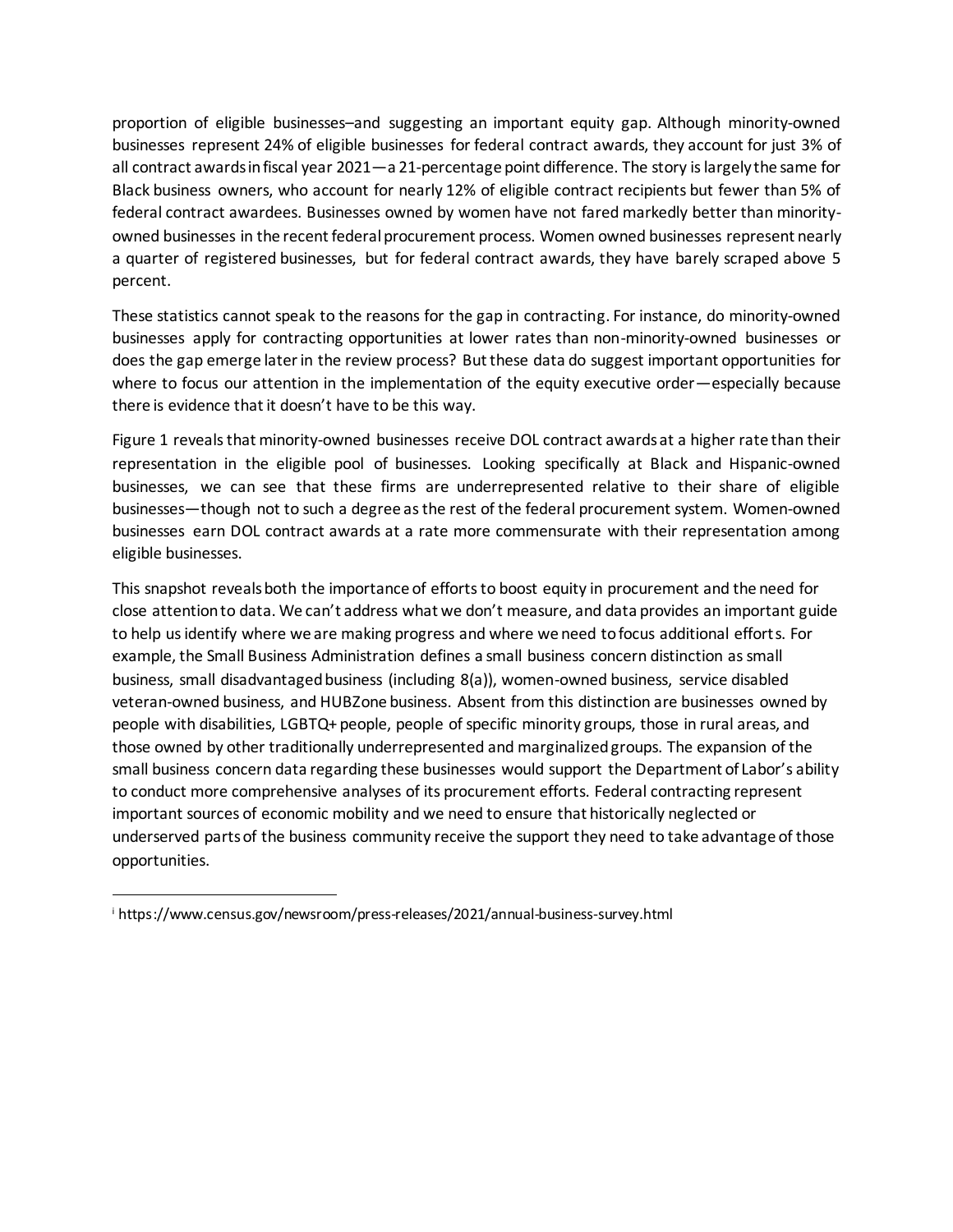proportion of eligible businesses–and suggesting an important equity gap. Although minority-owned businesses represent 24% of eligible businesses for federal contract awards, they account for just 3% of all contract awards in fiscal year 2021—a 21-percentage point difference. The story is largely the same for Black business owners, who account for nearly 12% of eligible contract recipients but fewer than 5% of federal contract awardees. Businesses owned by women have not fared markedly better than minority-owned businesses in the recent federal procurement process. Women owned businesses represent nearly a quarter of registered businesses, but for federal contract awards, they have barely scraped above 5 percent.

These statistics cannot speak to the reasons for the gap in contracting. For instance, do minority-owned businesses apply for contracting opportunities at lower rates than non-minority-owned businesses or does the gap emerge later in the review process? But these data do suggest important opportunities for where to focus our attention in the implementation of the equity executive order—especially because there is evidence that it doesn't have to be this way.

Figure 1 reveals that minority-owned businesses receive DOL contract awards at a higher rate than their representation in the eligible pool of businesses. Looking specifically at Black and Hispanic-owned businesses, we can see that these firms are underrepresented relative to their share of eligible businesses—though not to such a degree as the rest of the federal procurement system. Women-owned businesses earn DOL contract awards at a rate more commensurate with their representation among eligible businesses.

This snapshot reveals both the importance of efforts to boost equity in procurement and the need for close attention to data. We can't address what we don't measure, and data provides an important guide to help us identify where we are making progress and where we need to focus additional efforts. For example, the Small Business Administration defines a small business concern distinction as small business, small disadvantaged business (including 8(a)), women-owned business, service disabled veteran-owned business, and HUBZone business. Absent from this distinction are businesses owned by people with disabilities, LGBTQ+ people, people of specific minority groups, those in rural areas, and those owned by other traditionally underrepresented and marginalized groups. The expansion of the small business concern data regarding these businesses would support the Department of Labor's ability to conduct more comprehensive analyses of its procurement efforts. Federal contracting represent important sources of economic mobility and we need to ensure that historically neglected or underserved parts of the business community receive the support they need to take advantage of those opportunities.

---

[i] https://www.census.gov/newsroom/press-releases/2021/annual-business-survey.html